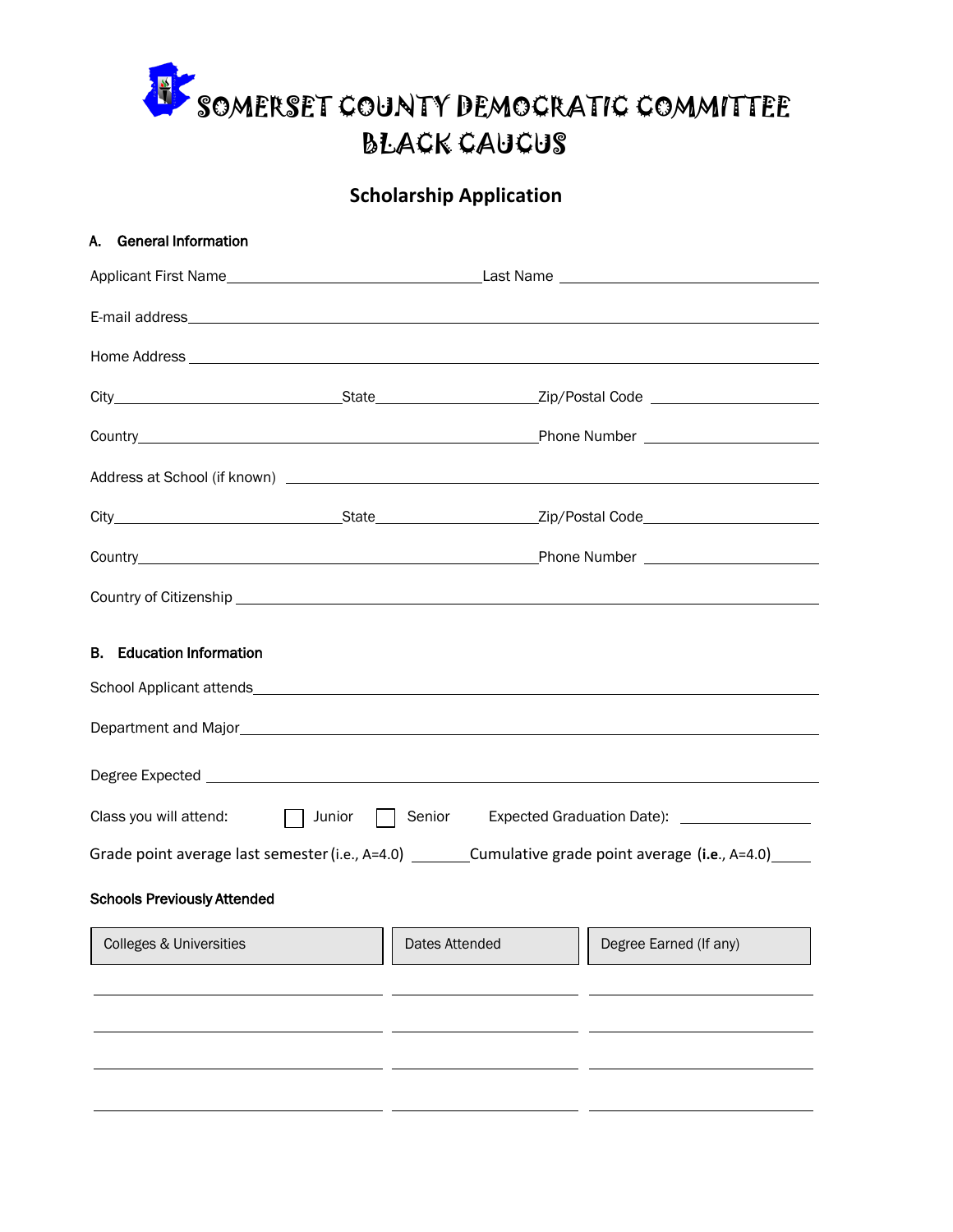# SOMERSET COUNTY DEMOCRATIC COMMITTEE BLACK CAUCUS

## Scholarship Application

### A. General Information

Applicant First Name_______________________________Last Name ________________________________

E-mail address______________________________________________________________________________

Home Address _______________________________________________________________________________

City____________________________State____________________Zip/Postal Code _____________________

Country___________________________________________________Phone Number ______________________

Address at School (if known) _______________________________________________________________

City____________________________State____________________Zip/Postal Code_____________________

Country___________________________________________________Phone Number ______________________

Country of Citizenship _____________________________________________________________________

### B. Education Information

School Applicant attends____________________________________________________________________

Department and Major________________________________________________________________________

Degree Expected ____________________________________________________________________________

Class you will attend: ☐ Junior ☐ Senior Expected Graduation Date): ________________

Grade point average last semester (i.e., A=4.0) _______Cumulative grade point average (**i.e**., A=4.0)_____

#### Schools Previously Attended

| Colleges & Universities | Dates Attended | Degree Earned (If any) |
|---|---|---|
| | | |
| | | |
| | | |
| | | |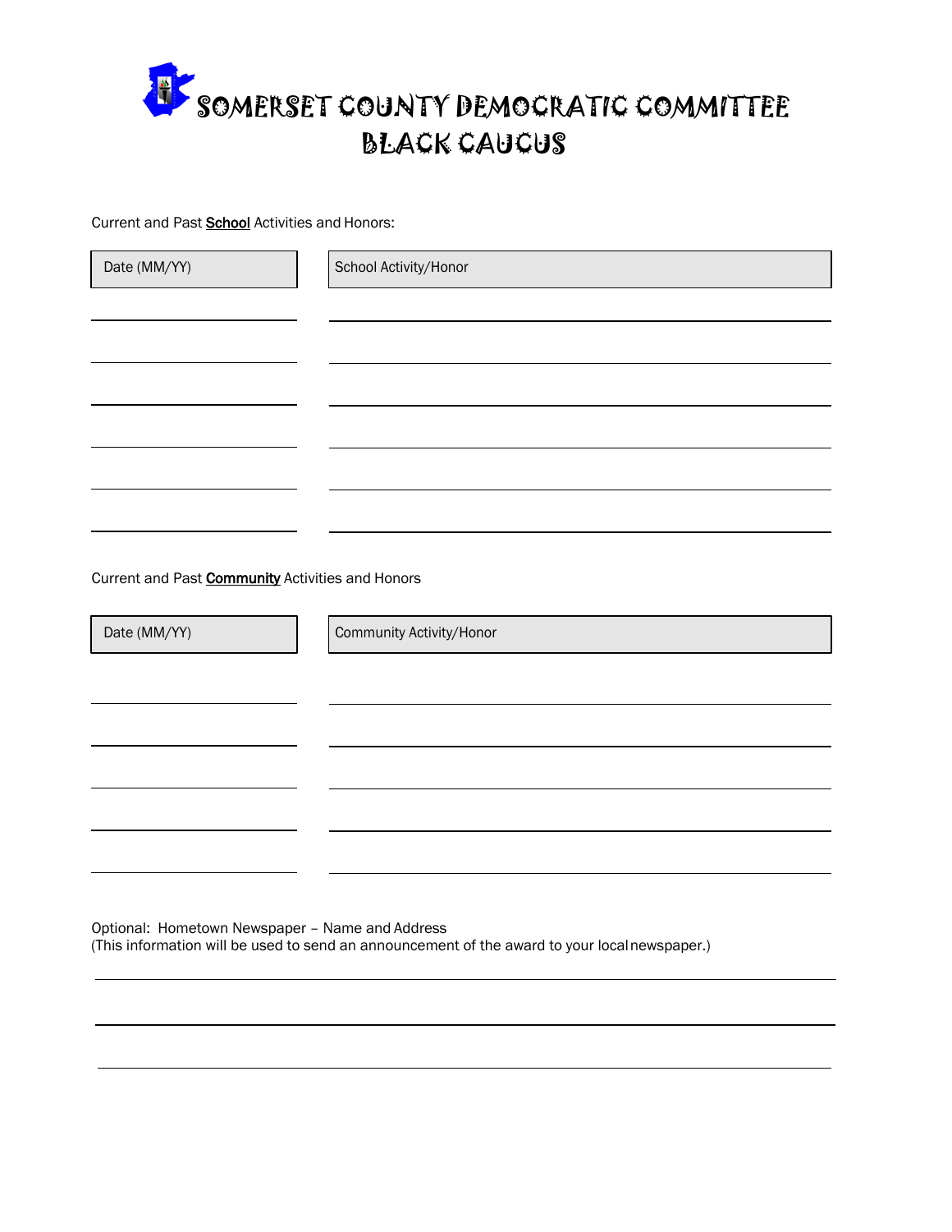# SOMERSET COUNTY DEMOCRATIC COMMITTEE
## BLACK CAUCUS

Current and Past **School** Activities and Honors:

| Date (MM/YY) | School Activity/Honor |
|---|---|
| | |
| | |
| | |
| | |
| | |
| | |

Current and Past **Community** Activities and Honors

| Date (MM/YY) | Community Activity/Honor |
|---|---|
| | |
| | |
| | |
| | |
| | |

Optional: Hometown Newspaper – Name and Address
(This information will be used to send an announcement of the award to your local newspaper.)

______________________________________________________________________

______________________________________________________________________

______________________________________________________________________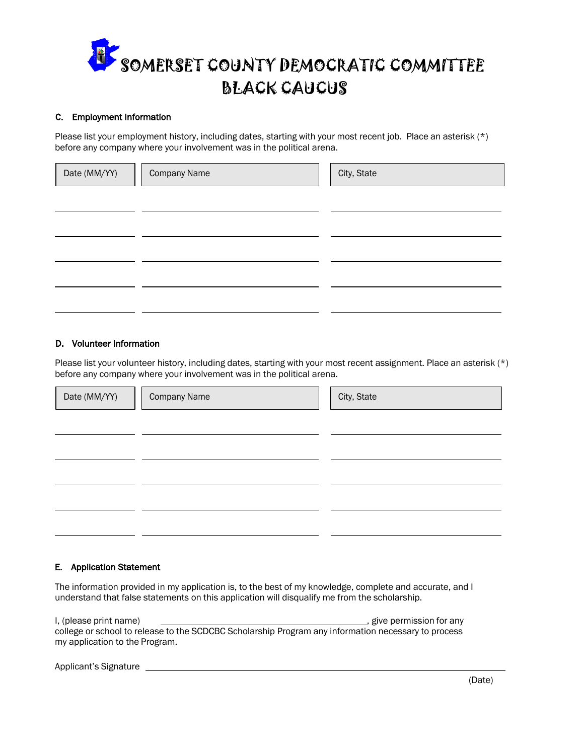# SOMERSET COUNTY DEMOCRATIC COMMITTEE BLACK CAUCUS

### C. Employment Information

Please list your employment history, including dates, starting with your most recent job. Place an asterisk (*) before any company where your involvement was in the political arena.

| Date (MM/YY) | Company Name | City, State |
|---|---|---|
| | | |
| | | |
| | | |
| | | |
| | | |

### D. Volunteer Information

Please list your volunteer history, including dates, starting with your most recent assignment. Place an asterisk (*) before any company where your involvement was in the political arena.

| Date (MM/YY) | Company Name | City, State |
|---|---|---|
| | | |
| | | |
| | | |
| | | |
| | | |

### E. Application Statement

The information provided in my application is, to the best of my knowledge, complete and accurate, and I understand that false statements on this application will disqualify me from the scholarship.

I, (please print name) ______________________________, give permission for any college or school to release to the SCDCBC Scholarship Program any information necessary to process my application to the Program.

Applicant's Signature ______________________________________________

(Date)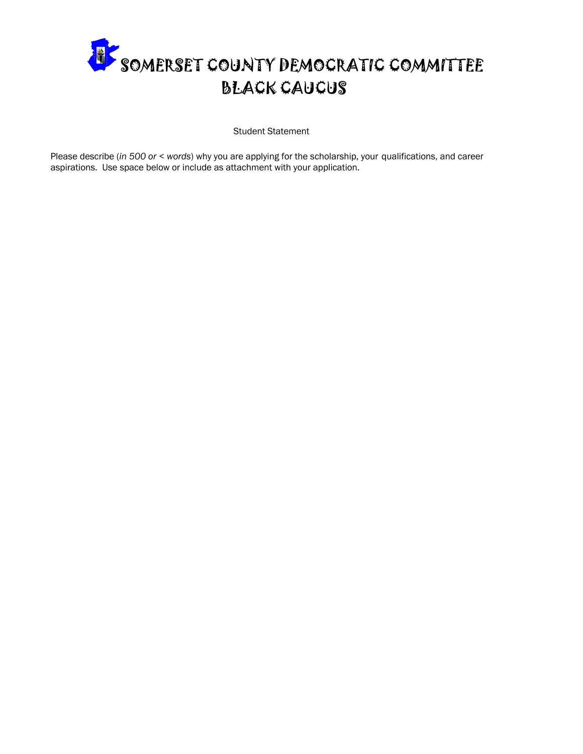# SOMERSET COUNTY DEMOCRATIC COMMITTEE
# BLACK CAUCUS

Student Statement

Please describe (*in 500 or < words*) why you are applying for the scholarship, your qualifications, and career aspirations. Use space below or include as attachment with your application.